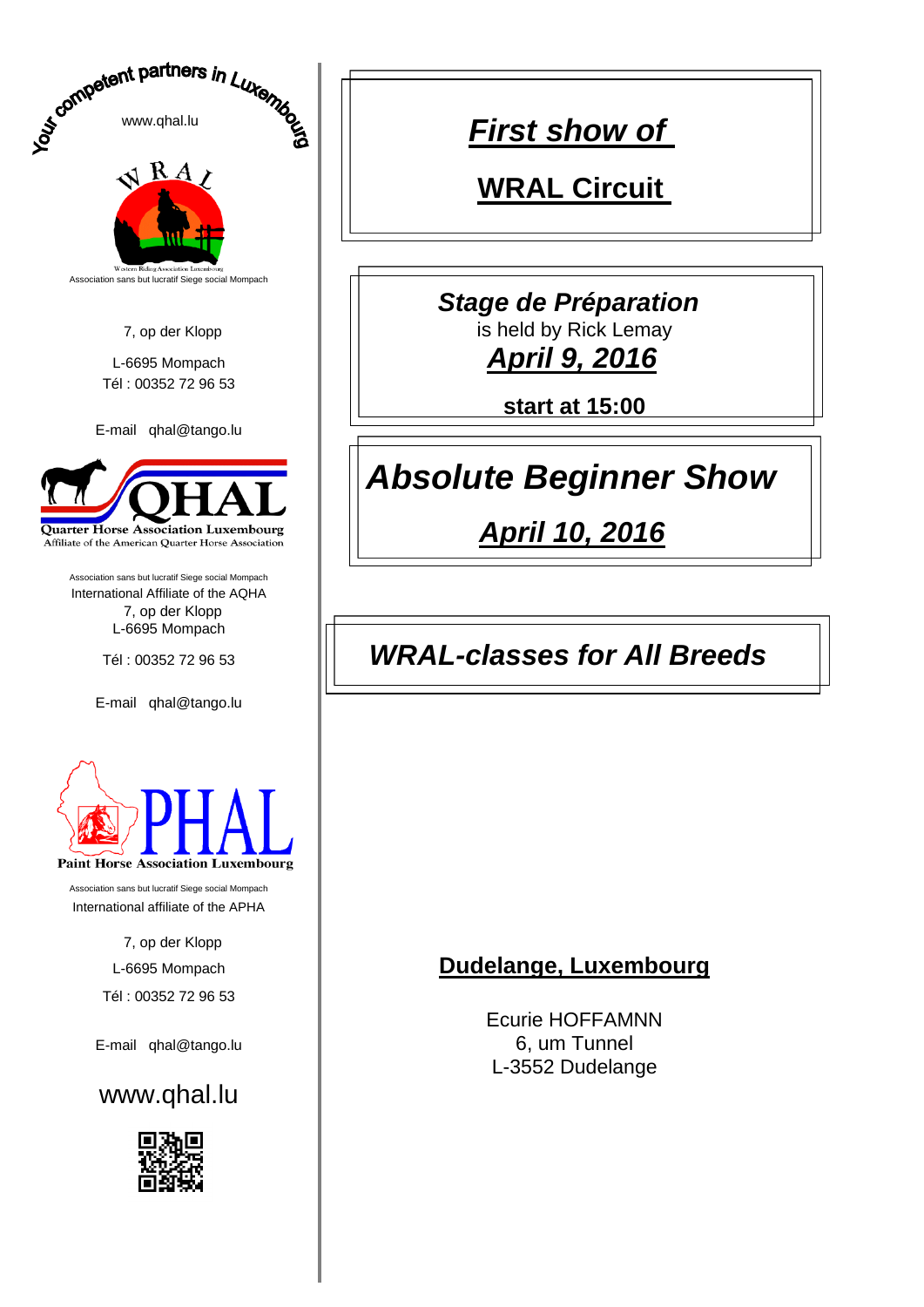Your competent partners in Luxembourg

www.qhal.lu

WRAL

Western Riding Association Luxembourg

Association sans but lucratif Siege social Mompach

7, op der Klopp

L-6695 Mompach
Tél : 00352 72 96 53

E-mail qhal@tango.lu

QHAL
Quarter Horse Association Luxembourg
Affiliate of the American Quarter Horse Association

Association sans but lucratif Siege social Mompach
International Affiliate of the AQHA
7, op der Klopp
L-6695 Mompach

Tél : 00352 72 96 53

E-mail qhal@tango.lu

PHAL
Paint Horse Association Luxembourg

Association sans but lucratif Siege social Mompach
International affiliate of the APHA

7, op der Klopp

L-6695 Mompach

Tél : 00352 72 96 53

E-mail qhal@tango.lu

www.qhal.lu

# ***First show of***

# **WRAL Circuit**

## ***Stage de Préparation***

is held by Rick Lemay

***April 9, 2016***

**start at 15:00**

# ***Absolute Beginner Show***

***April 10, 2016***

## ***WRAL-classes for All Breeds***

**Dudelange, Luxembourg**

Ecurie HOFFAMNN
6, um Tunnel
L-3552 Dudelange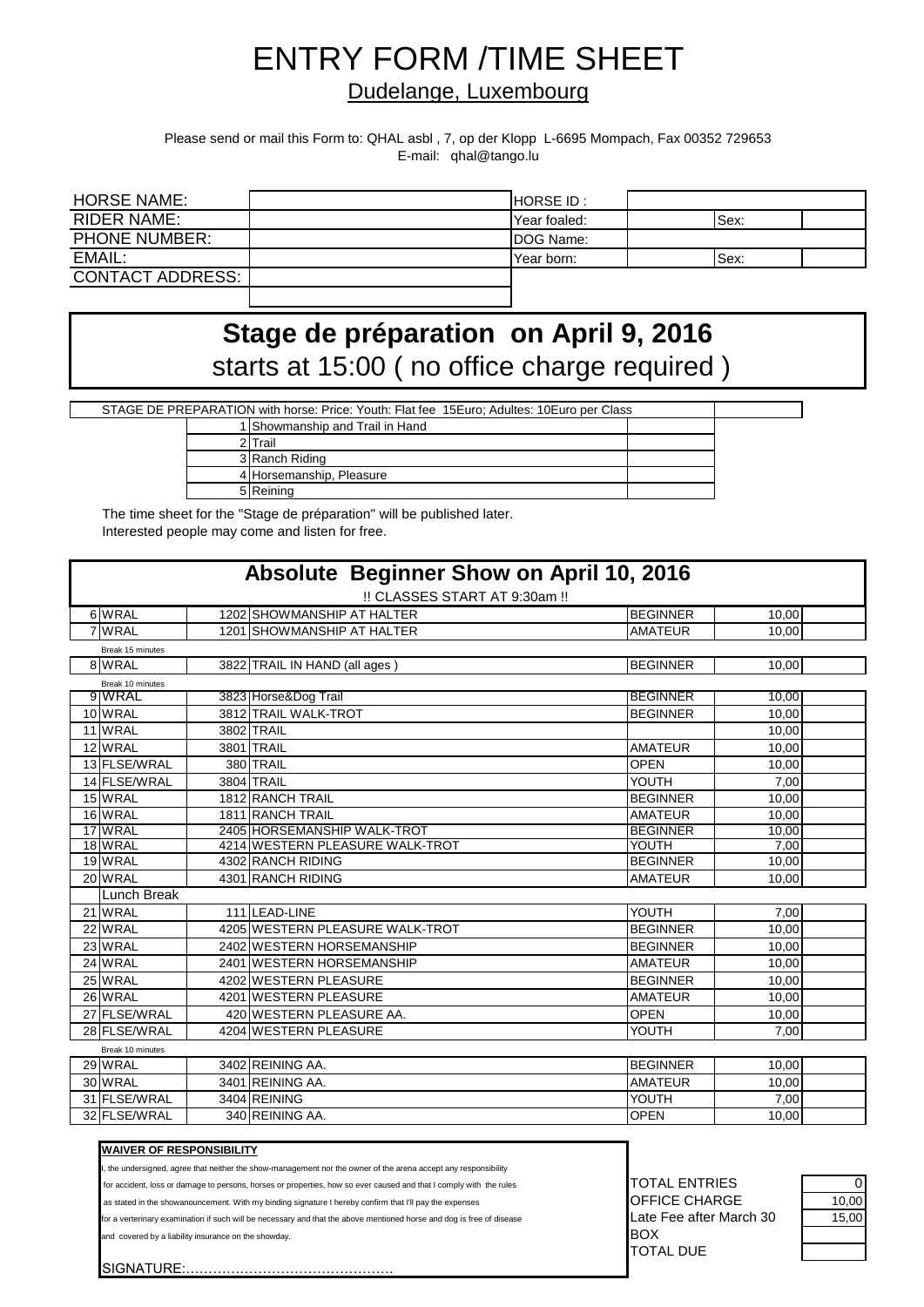# ENTRY FORM /TIME SHEET

Dudelange, Luxembourg

Please send or mail this Form to: QHAL asbl , 7, op der Klopp L-6695 Mompach, Fax 00352 729653
E-mail: qhal@tango.lu

| | | | | | |
|---|---|---|---|---|---|
| HORSE NAME: | | HORSE ID : | | | |
| RIDER NAME: | | Year foaled: | | Sex: | |
| PHONE NUMBER: | | DOG Name: | | | |
| EMAIL: | | Year born: | | Sex: | |
| CONTACT ADDRESS: | | | | | |

## Stage de préparation on April 9, 2016

starts at 15:00 ( no office charge required )

| STAGE DE PREPARATION with horse: Price: Youth: Flat fee 15Euro; Adultes: 10Euro per Class | | |
|---|---|---|
| 1 | Showmanship and Trail in Hand | |
| 2 | Trail | |
| 3 | Ranch Riding | |
| 4 | Horsemanship, Pleasure | |
| 5 | Reining | |

The time sheet for the "Stage de préparation" will be published later.
Interested people may come and listen for free.

## Absolute Beginner Show on April 10, 2016

!! CLASSES START AT 9:30am !!

| | | | | | | |
|---|---|---|---|---|---|---|
| 6 | WRAL | 1202 | SHOWMANSHIP AT HALTER | BEGINNER | 10,00 | |
| 7 | WRAL | 1201 | SHOWMANSHIP AT HALTER | AMATEUR | 10,00 | |
| | Break 15 minutes | | | | | |
| 8 | WRAL | 3822 | TRAIL IN HAND (all ages ) | BEGINNER | 10,00 | |
| | Break 10 minutes | | | | | |
| 9 | WRAL | 3823 | Horse&Dog Trail | BEGINNER | 10,00 | |
| 10 | WRAL | 3812 | TRAIL WALK-TROT | BEGINNER | 10,00 | |
| 11 | WRAL | 3802 | TRAIL | | 10,00 | |
| 12 | WRAL | 3801 | TRAIL | AMATEUR | 10,00 | |
| 13 | FLSE/WRAL | 380 | TRAIL | OPEN | 10,00 | |
| 14 | FLSE/WRAL | 3804 | TRAIL | YOUTH | 7,00 | |
| 15 | WRAL | 1812 | RANCH TRAIL | BEGINNER | 10,00 | |
| 16 | WRAL | 1811 | RANCH TRAIL | AMATEUR | 10,00 | |
| 17 | WRAL | 2405 | HORSEMANSHIP WALK-TROT | BEGINNER | 10,00 | |
| 18 | WRAL | 4214 | WESTERN PLEASURE WALK-TROT | YOUTH | 7,00 | |
| 19 | WRAL | 4302 | RANCH RIDING | BEGINNER | 10,00 | |
| 20 | WRAL | 4301 | RANCH RIDING | AMATEUR | 10,00 | |
| | Lunch Break | | | | | |
| 21 | WRAL | 111 | LEAD-LINE | YOUTH | 7,00 | |
| 22 | WRAL | 4205 | WESTERN PLEASURE WALK-TROT | BEGINNER | 10,00 | |
| 23 | WRAL | 2402 | WESTERN HORSEMANSHIP | BEGINNER | 10,00 | |
| 24 | WRAL | 2401 | WESTERN HORSEMANSHIP | AMATEUR | 10,00 | |
| 25 | WRAL | 4202 | WESTERN PLEASURE | BEGINNER | 10,00 | |
| 26 | WRAL | 4201 | WESTERN PLEASURE | AMATEUR | 10,00 | |
| 27 | FLSE/WRAL | 420 | WESTERN PLEASURE AA. | OPEN | 10,00 | |
| 28 | FLSE/WRAL | 4204 | WESTERN PLEASURE | YOUTH | 7,00 | |
| | Break 10 minutes | | | | | |
| 29 | WRAL | 3402 | REINING AA. | BEGINNER | 10,00 | |
| 30 | WRAL | 3401 | REINING AA. | AMATEUR | 10,00 | |
| 31 | FLSE/WRAL | 3404 | REINING | YOUTH | 7,00 | |
| 32 | FLSE/WRAL | 340 | REINING AA. | OPEN | 10,00 | |

**WAIVER OF RESPONSIBILITY**

I, the undersigned, agree that neither the show-management nor the owner of the arena accept any responsibility for accident, loss or damage to persons, horses or properties, how so ever caused and that I comply with the rules as stated in the showanouncement. With my binding signature I hereby confirm that I'll pay the expenses for a verterinary examination if such will be necessary and that the above mentioned horse and dog is free of disease and covered by a liability insurance on the showday.

SIGNATURE:……………………………………….

| | |
|---|---|
| TOTAL ENTRIES | 0 |
| OFFICE CHARGE | 10,00 |
| Late Fee after March 30 | 15,00 |
| BOX | |
| TOTAL DUE | |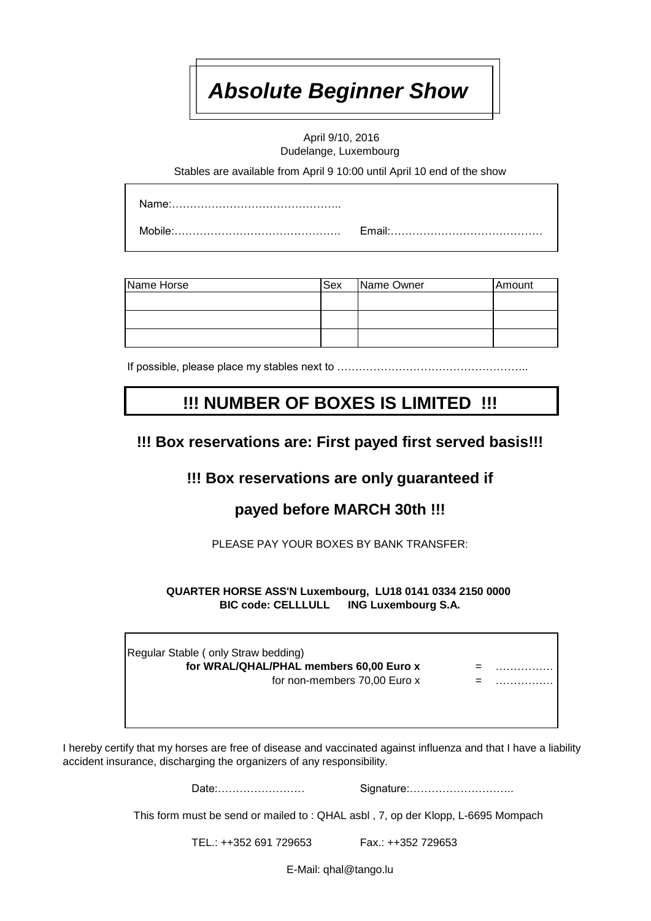# *Absolute Beginner Show*

April 9/10, 2016
Dudelange, Luxembourg

Stables are available from April 9 10:00 until April 10 end of the show

Name:………………………………………..

Mobile:………………………………………. Email:……………………………………

| Name Horse | Sex | Name Owner | Amount |
|---|---|---|---|
| | | | |
| | | | |
| | | | |

If possible, please place my stables next to ……………………………………………..

## !!! NUMBER OF BOXES IS LIMITED !!!

**!!! Box reservations are: First payed first served basis!!!**

**!!! Box reservations are only guaranteed if**

**payed before MARCH 30th !!!**

PLEASE PAY YOUR BOXES BY BANK TRANSFER:

**QUARTER HORSE ASS'N Luxembourg, LU18 0141 0334 2150 0000**
**BIC code: CELLLULL ING Luxembourg S.A.**

Regular Stable ( only Straw bedding)
**for WRAL/QHAL/PHAL members 60,00 Euro x** = …………….
for non-members 70,00 Euro x = …………….

I hereby certify that my horses are free of disease and vaccinated against influenza and that I have a liability accident insurance, discharging the organizers of any responsibility.

Date:…………………… Signature:………………………..

This form must be send or mailed to : QHAL asbl , 7, op der Klopp, L-6695 Mompach

TEL.: ++352 691 729653 Fax.: ++352 729653

E-Mail: qhal@tango.lu